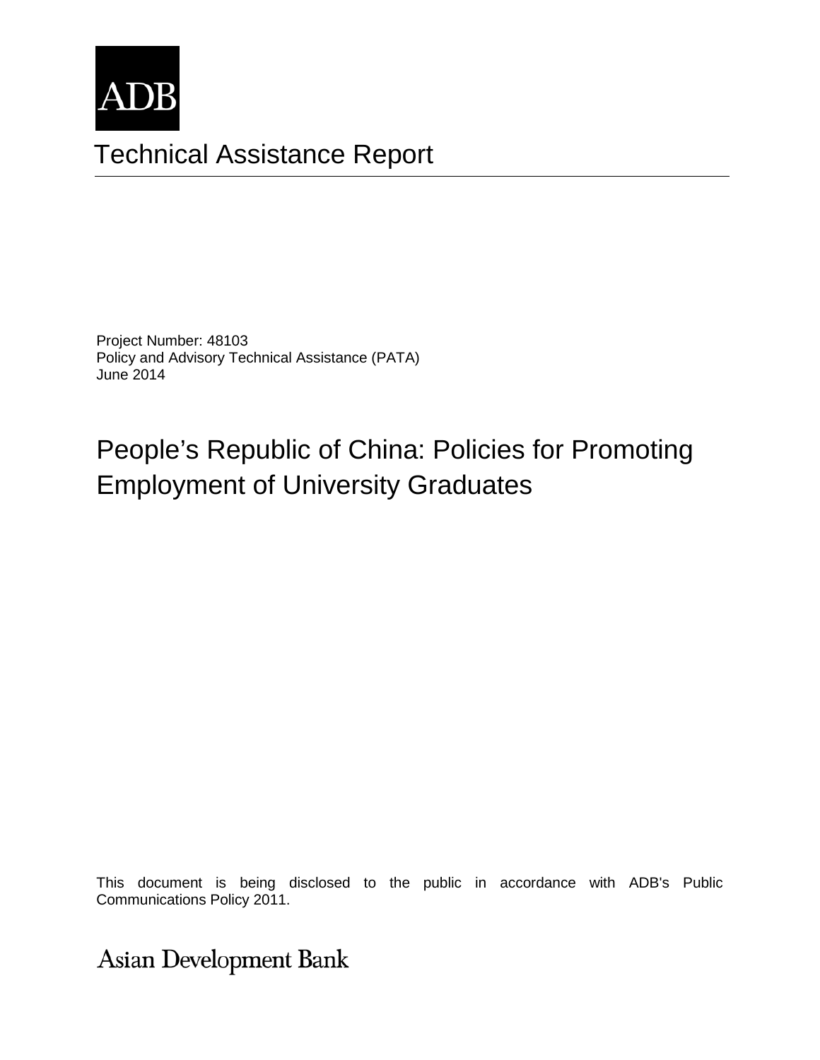ADB

# Technical Assistance Report

Project Number: 48103
Policy and Advisory Technical Assistance (PATA)
June 2014

## People's Republic of China: Policies for Promoting Employment of University Graduates

This document is being disclosed to the public in accordance with ADB's Public Communications Policy 2011.

Asian Development Bank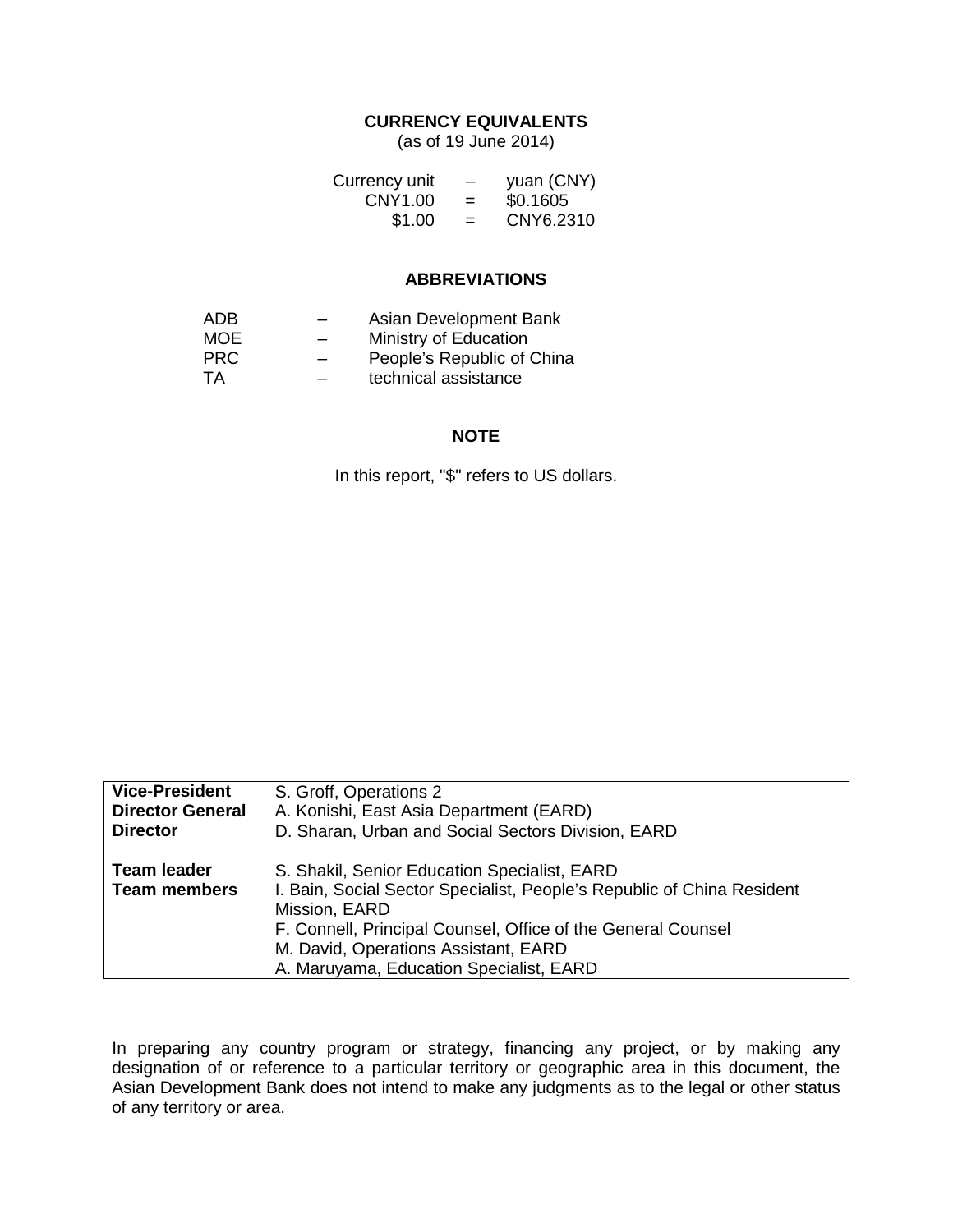## CURRENCY EQUIVALENTS

(as of 19 June 2014)

| | | |
|---|---|---|
| Currency unit | – | yuan (CNY) |
| CNY1.00 | = | $0.1605 |
| $1.00 | = | CNY6.2310 |

## ABBREVIATIONS

| | | |
|---|---|---|
| ADB | – | Asian Development Bank |
| MOE | – | Ministry of Education |
| PRC | – | People's Republic of China |
| TA | – | technical assistance |

## NOTE

In this report, "$" refers to US dollars.

| | |
|---|---|
| **Vice-President** | S. Groff, Operations 2 |
| **Director General** | A. Konishi, East Asia Department (EARD) |
| **Director** | D. Sharan, Urban and Social Sectors Division, EARD |
| **Team leader** | S. Shakil, Senior Education Specialist, EARD |
| **Team members** | I. Bain, Social Sector Specialist, People's Republic of China Resident Mission, EARD |
| | F. Connell, Principal Counsel, Office of the General Counsel |
| | M. David, Operations Assistant, EARD |
| | A. Maruyama, Education Specialist, EARD |

In preparing any country program or strategy, financing any project, or by making any designation of or reference to a particular territory or geographic area in this document, the Asian Development Bank does not intend to make any judgments as to the legal or other status of any territory or area.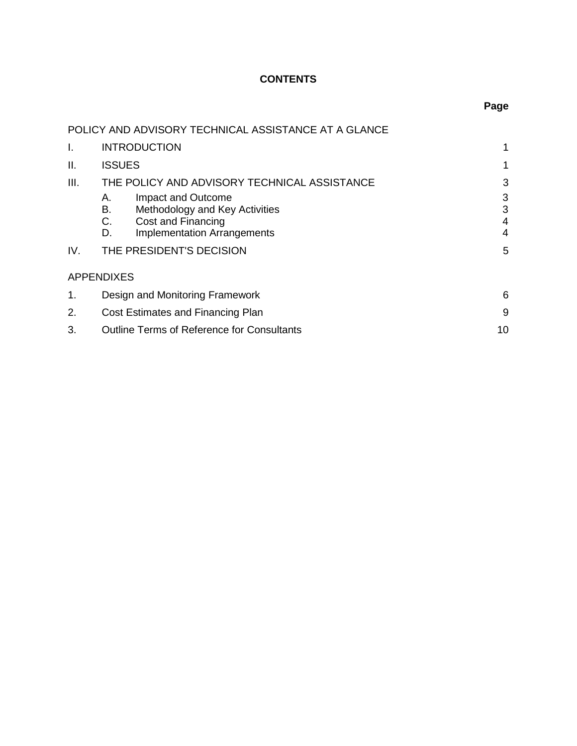# CONTENTS

| | | Page |
|---|---|---|
| POLICY AND ADVISORY TECHNICAL ASSISTANCE AT A GLANCE | | |
| I. | INTRODUCTION | 1 |
| II. | ISSUES | 1 |
| III. | THE POLICY AND ADVISORY TECHNICAL ASSISTANCE | 3 |
| | A. Impact and Outcome | 3 |
| | B. Methodology and Key Activities | 3 |
| | C. Cost and Financing | 4 |
| | D. Implementation Arrangements | 4 |
| IV. | THE PRESIDENT'S DECISION | 5 |
| APPENDIXES | | |
| 1. | Design and Monitoring Framework | 6 |
| 2. | Cost Estimates and Financing Plan | 9 |
| 3. | Outline Terms of Reference for Consultants | 10 |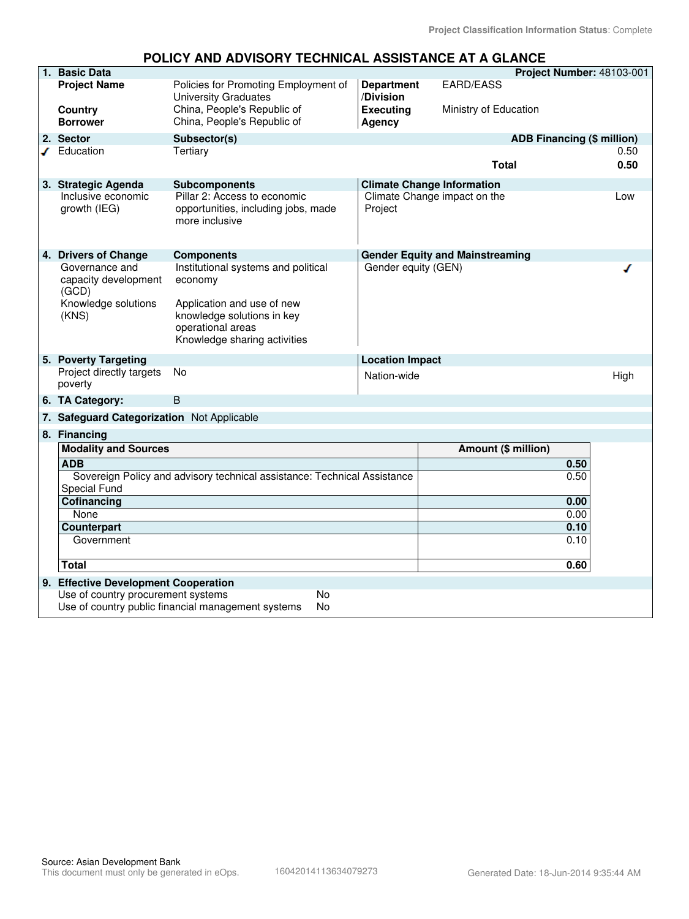Project Classification Information Status: Complete

# POLICY AND ADVISORY TECHNICAL ASSISTANCE AT A GLANCE

| **1. Basic Data** | | | **Project Number:** 48103-001 |
|---|---|---|---|
| **Project Name** | Policies for Promoting Employment of University Graduates | **Department /Division** | EARD/EASS |
| **Country** | China, People's Republic of | **Executing Agency** | Ministry of Education |
| **Borrower** | China, People's Republic of | | |

| **2. Sector** | **Subsector(s)** | **ADB Financing ($ million)** |
|---|---|---|
| ✓ Education | Tertiary | 0.50 |
| | **Total** | **0.50** |

| **3. Strategic Agenda** | **Subcomponents** | **Climate Change Information** | |
|---|---|---|---|
| Inclusive economic growth (IEG) | Pillar 2: Access to economic opportunities, including jobs, made more inclusive | Climate Change impact on the Project | Low |

| **4. Drivers of Change** | **Components** | **Gender Equity and Mainstreaming** | |
|---|---|---|---|
| Governance and capacity development (GCD) | Institutional systems and political economy | Gender equity (GEN) | ✓ |
| Knowledge solutions (KNS) | Application and use of new knowledge solutions in key operational areas<br>Knowledge sharing activities | | |

| **5. Poverty Targeting** | | **Location Impact** | |
|---|---|---|---|
| Project directly targets poverty | No | Nation-wide | High |

**6. TA Category:** B

**7. Safeguard Categorization** Not Applicable

**8. Financing**

| Modality and Sources | Amount ($ million) |
|---|---|
| **ADB** | **0.50** |
| Sovereign Policy and advisory technical assistance: Technical Assistance Special Fund | 0.50 |
| **Cofinancing** | **0.00** |
| None | 0.00 |
| **Counterpart** | **0.10** |
| Government | 0.10 |
| **Total** | **0.60** |

**9. Effective Development Cooperation**

| | |
|---|---|
| Use of country procurement systems | No |
| Use of country public financial management systems | No |

Source: Asian Development Bank
This document must only be generated in eOps. 16042014113634079273 Generated Date: 18-Jun-2014 9:35:44 AM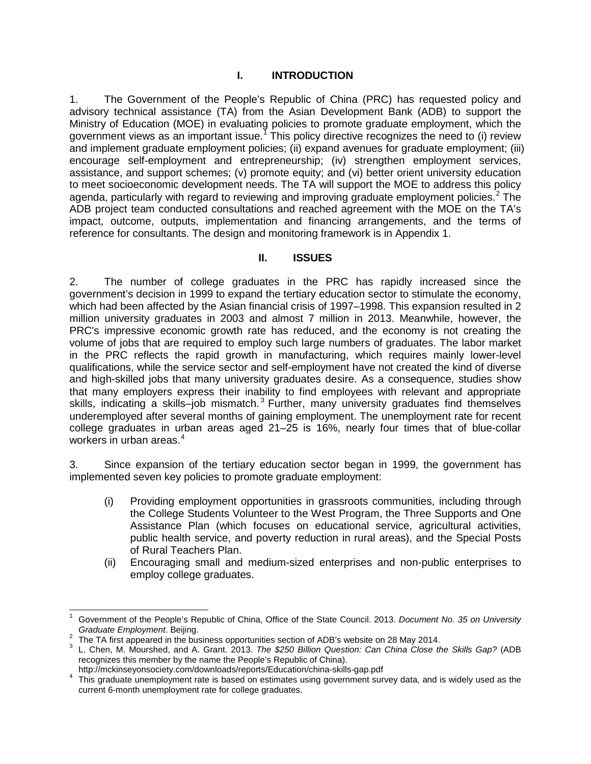# I. INTRODUCTION

1. The Government of the People's Republic of China (PRC) has requested policy and advisory technical assistance (TA) from the Asian Development Bank (ADB) to support the Ministry of Education (MOE) in evaluating policies to promote graduate employment, which the government views as an important issue.[1] This policy directive recognizes the need to (i) review and implement graduate employment policies; (ii) expand avenues for graduate employment; (iii) encourage self-employment and entrepreneurship; (iv) strengthen employment services, assistance, and support schemes; (v) promote equity; and (vi) better orient university education to meet socioeconomic development needs. The TA will support the MOE to address this policy agenda, particularly with regard to reviewing and improving graduate employment policies.[2] The ADB project team conducted consultations and reached agreement with the MOE on the TA's impact, outcome, outputs, implementation and financing arrangements, and the terms of reference for consultants. The design and monitoring framework is in Appendix 1.

# II. ISSUES

2. The number of college graduates in the PRC has rapidly increased since the government's decision in 1999 to expand the tertiary education sector to stimulate the economy, which had been affected by the Asian financial crisis of 1997–1998. This expansion resulted in 2 million university graduates in 2003 and almost 7 million in 2013. Meanwhile, however, the PRC's impressive economic growth rate has reduced, and the economy is not creating the volume of jobs that are required to employ such large numbers of graduates. The labor market in the PRC reflects the rapid growth in manufacturing, which requires mainly lower-level qualifications, while the service sector and self-employment have not created the kind of diverse and high-skilled jobs that many university graduates desire. As a consequence, studies show that many employers express their inability to find employees with relevant and appropriate skills, indicating a skills–job mismatch.[3] Further, many university graduates find themselves underemployed after several months of gaining employment. The unemployment rate for recent college graduates in urban areas aged 21–25 is 16%, nearly four times that of blue-collar workers in urban areas.[4]

3. Since expansion of the tertiary education sector began in 1999, the government has implemented seven key policies to promote graduate employment:

(i) Providing employment opportunities in grassroots communities, including through the College Students Volunteer to the West Program, the Three Supports and One Assistance Plan (which focuses on educational service, agricultural activities, public health service, and poverty reduction in rural areas), and the Special Posts of Rural Teachers Plan.

(ii) Encouraging small and medium-sized enterprises and non-public enterprises to employ college graduates.

---

[1] Government of the People's Republic of China, Office of the State Council. 2013. *Document No. 35 on University Graduate Employment*. Beijing.

[2] The TA first appeared in the business opportunities section of ADB's website on 28 May 2014.

[3] L. Chen, M. Mourshed, and A. Grant. 2013. *The $250 Billion Question: Can China Close the Skills Gap?* (ADB recognizes this member by the name the People's Republic of China). http://mckinseyonsociety.com/downloads/reports/Education/china-skills-gap.pdf

[4] This graduate unemployment rate is based on estimates using government survey data, and is widely used as the current 6-month unemployment rate for college graduates.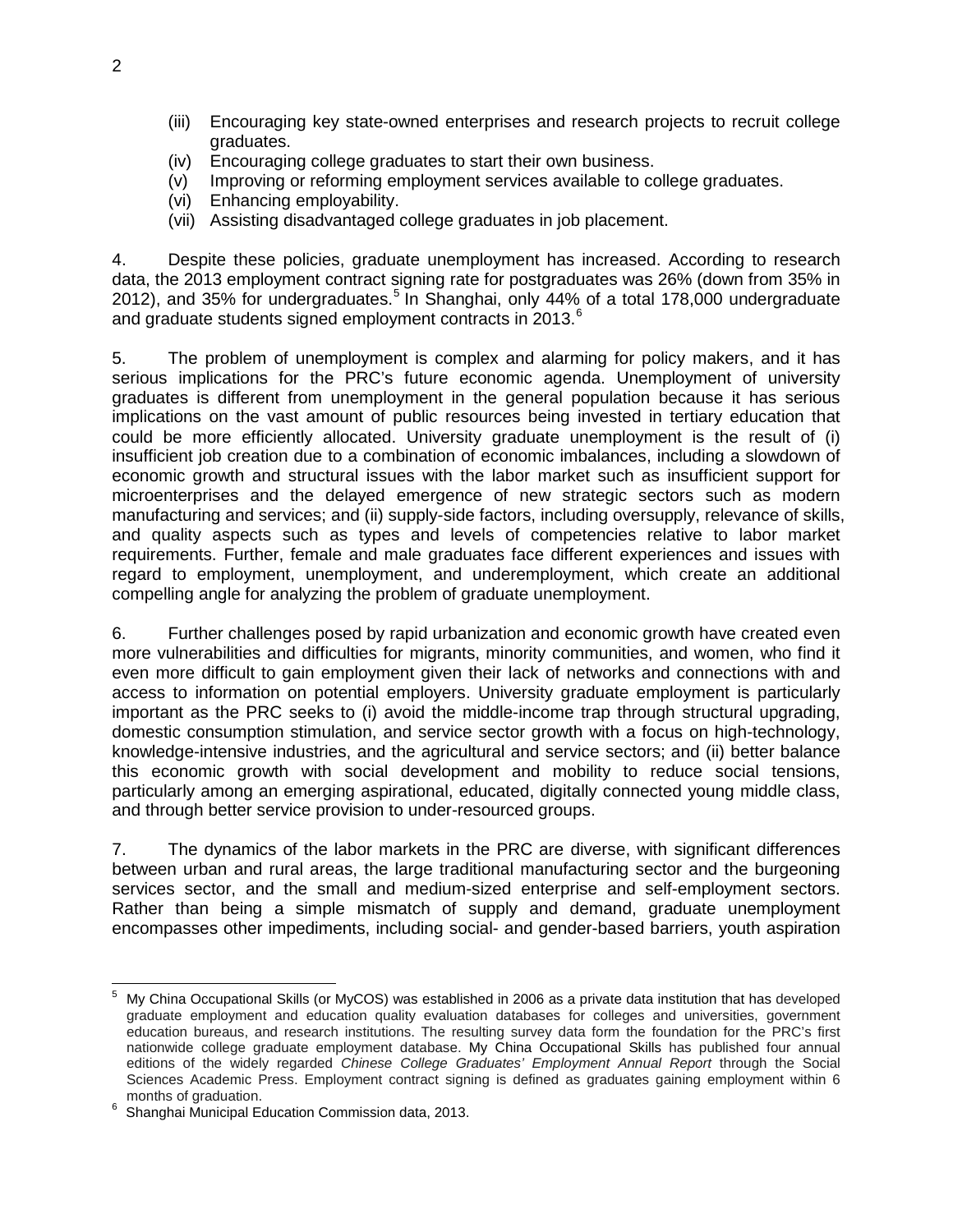(iii) Encouraging key state-owned enterprises and research projects to recruit college graduates.
(iv) Encouraging college graduates to start their own business.
(v) Improving or reforming employment services available to college graduates.
(vi) Enhancing employability.
(vii) Assisting disadvantaged college graduates in job placement.

4. Despite these policies, graduate unemployment has increased. According to research data, the 2013 employment contract signing rate for postgraduates was 26% (down from 35% in 2012), and 35% for undergraduates.[5] In Shanghai, only 44% of a total 178,000 undergraduate and graduate students signed employment contracts in 2013.[6]

5. The problem of unemployment is complex and alarming for policy makers, and it has serious implications for the PRC's future economic agenda. Unemployment of university graduates is different from unemployment in the general population because it has serious implications on the vast amount of public resources being invested in tertiary education that could be more efficiently allocated. University graduate unemployment is the result of (i) insufficient job creation due to a combination of economic imbalances, including a slowdown of economic growth and structural issues with the labor market such as insufficient support for microenterprises and the delayed emergence of new strategic sectors such as modern manufacturing and services; and (ii) supply-side factors, including oversupply, relevance of skills, and quality aspects such as types and levels of competencies relative to labor market requirements. Further, female and male graduates face different experiences and issues with regard to employment, unemployment, and underemployment, which create an additional compelling angle for analyzing the problem of graduate unemployment.

6. Further challenges posed by rapid urbanization and economic growth have created even more vulnerabilities and difficulties for migrants, minority communities, and women, who find it even more difficult to gain employment given their lack of networks and connections with and access to information on potential employers. University graduate employment is particularly important as the PRC seeks to (i) avoid the middle-income trap through structural upgrading, domestic consumption stimulation, and service sector growth with a focus on high-technology, knowledge-intensive industries, and the agricultural and service sectors; and (ii) better balance this economic growth with social development and mobility to reduce social tensions, particularly among an emerging aspirational, educated, digitally connected young middle class, and through better service provision to under-resourced groups.

7. The dynamics of the labor markets in the PRC are diverse, with significant differences between urban and rural areas, the large traditional manufacturing sector and the burgeoning services sector, and the small and medium-sized enterprise and self-employment sectors. Rather than being a simple mismatch of supply and demand, graduate unemployment encompasses other impediments, including social- and gender-based barriers, youth aspiration

---

[5] My China Occupational Skills (or MyCOS) was established in 2006 as a private data institution that has developed graduate employment and education quality evaluation databases for colleges and universities, government education bureaus, and research institutions. The resulting survey data form the foundation for the PRC's first nationwide college graduate employment database. My China Occupational Skills has published four annual editions of the widely regarded *Chinese College Graduates' Employment Annual Report* through the Social Sciences Academic Press. Employment contract signing is defined as graduates gaining employment within 6 months of graduation.

[6] Shanghai Municipal Education Commission data, 2013.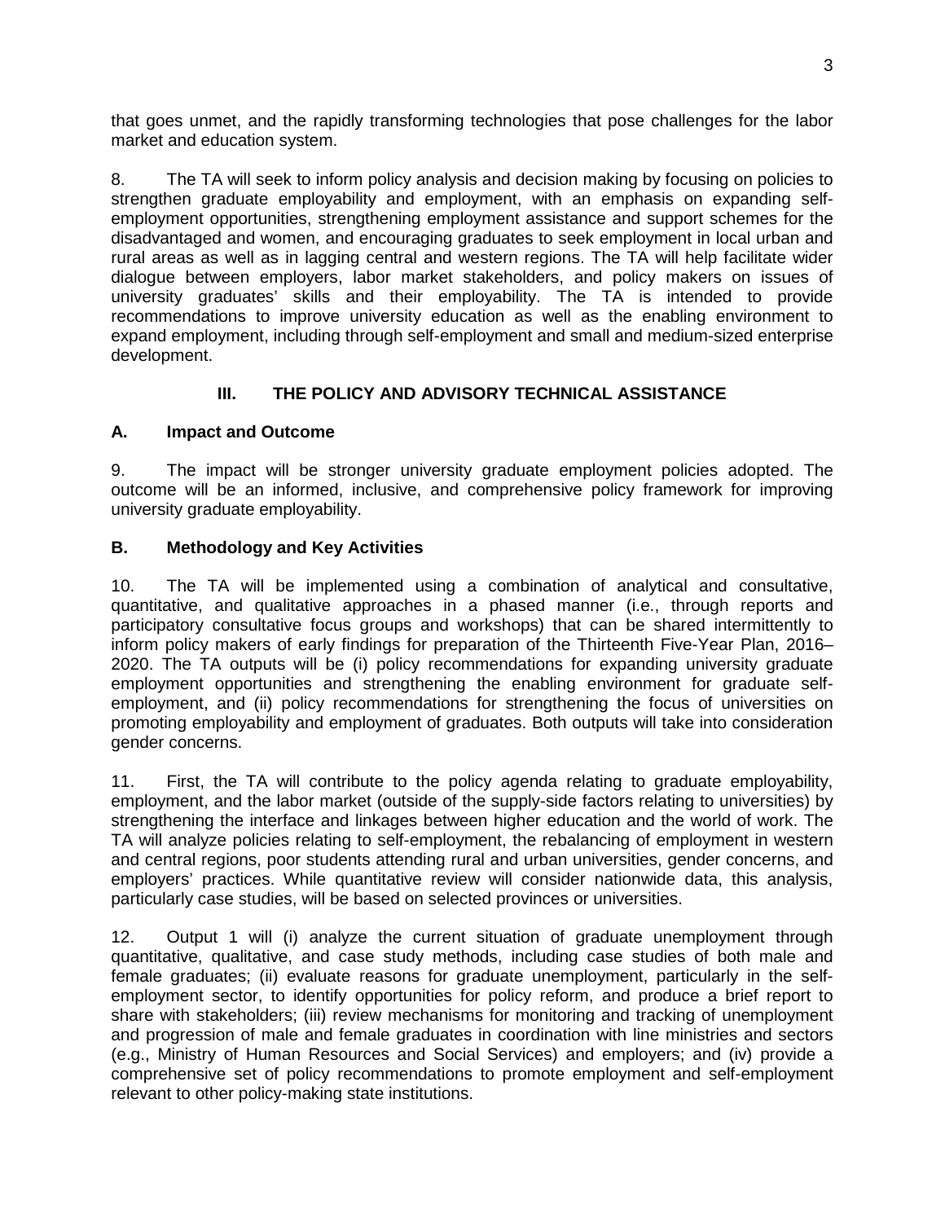that goes unmet, and the rapidly transforming technologies that pose challenges for the labor market and education system.

8. The TA will seek to inform policy analysis and decision making by focusing on policies to strengthen graduate employability and employment, with an emphasis on expanding self-employment opportunities, strengthening employment assistance and support schemes for the disadvantaged and women, and encouraging graduates to seek employment in local urban and rural areas as well as in lagging central and western regions. The TA will help facilitate wider dialogue between employers, labor market stakeholders, and policy makers on issues of university graduates' skills and their employability. The TA is intended to provide recommendations to improve university education as well as the enabling environment to expand employment, including through self-employment and small and medium-sized enterprise development.

## III. THE POLICY AND ADVISORY TECHNICAL ASSISTANCE

### A. Impact and Outcome

9. The impact will be stronger university graduate employment policies adopted. The outcome will be an informed, inclusive, and comprehensive policy framework for improving university graduate employability.

### B. Methodology and Key Activities

10. The TA will be implemented using a combination of analytical and consultative, quantitative, and qualitative approaches in a phased manner (i.e., through reports and participatory consultative focus groups and workshops) that can be shared intermittently to inform policy makers of early findings for preparation of the Thirteenth Five-Year Plan, 2016–2020. The TA outputs will be (i) policy recommendations for expanding university graduate employment opportunities and strengthening the enabling environment for graduate self-employment, and (ii) policy recommendations for strengthening the focus of universities on promoting employability and employment of graduates. Both outputs will take into consideration gender concerns.

11. First, the TA will contribute to the policy agenda relating to graduate employability, employment, and the labor market (outside of the supply-side factors relating to universities) by strengthening the interface and linkages between higher education and the world of work. The TA will analyze policies relating to self-employment, the rebalancing of employment in western and central regions, poor students attending rural and urban universities, gender concerns, and employers' practices. While quantitative review will consider nationwide data, this analysis, particularly case studies, will be based on selected provinces or universities.

12. Output 1 will (i) analyze the current situation of graduate unemployment through quantitative, qualitative, and case study methods, including case studies of both male and female graduates; (ii) evaluate reasons for graduate unemployment, particularly in the self-employment sector, to identify opportunities for policy reform, and produce a brief report to share with stakeholders; (iii) review mechanisms for monitoring and tracking of unemployment and progression of male and female graduates in coordination with line ministries and sectors (e.g., Ministry of Human Resources and Social Services) and employers; and (iv) provide a comprehensive set of policy recommendations to promote employment and self-employment relevant to other policy-making state institutions.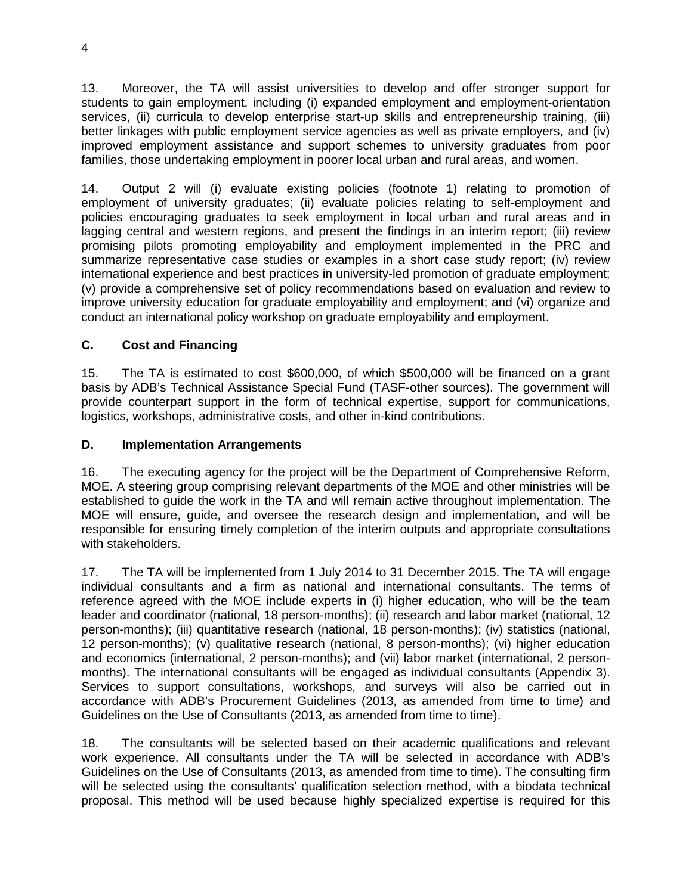13. Moreover, the TA will assist universities to develop and offer stronger support for students to gain employment, including (i) expanded employment and employment-orientation services, (ii) curricula to develop enterprise start-up skills and entrepreneurship training, (iii) better linkages with public employment service agencies as well as private employers, and (iv) improved employment assistance and support schemes to university graduates from poor families, those undertaking employment in poorer local urban and rural areas, and women.

14. Output 2 will (i) evaluate existing policies (footnote 1) relating to promotion of employment of university graduates; (ii) evaluate policies relating to self-employment and policies encouraging graduates to seek employment in local urban and rural areas and in lagging central and western regions, and present the findings in an interim report; (iii) review promising pilots promoting employability and employment implemented in the PRC and summarize representative case studies or examples in a short case study report; (iv) review international experience and best practices in university-led promotion of graduate employment; (v) provide a comprehensive set of policy recommendations based on evaluation and review to improve university education for graduate employability and employment; and (vi) organize and conduct an international policy workshop on graduate employability and employment.

### C. Cost and Financing

15. The TA is estimated to cost $600,000, of which $500,000 will be financed on a grant basis by ADB's Technical Assistance Special Fund (TASF-other sources). The government will provide counterpart support in the form of technical expertise, support for communications, logistics, workshops, administrative costs, and other in-kind contributions.

### D. Implementation Arrangements

16. The executing agency for the project will be the Department of Comprehensive Reform, MOE. A steering group comprising relevant departments of the MOE and other ministries will be established to guide the work in the TA and will remain active throughout implementation. The MOE will ensure, guide, and oversee the research design and implementation, and will be responsible for ensuring timely completion of the interim outputs and appropriate consultations with stakeholders.

17. The TA will be implemented from 1 July 2014 to 31 December 2015. The TA will engage individual consultants and a firm as national and international consultants. The terms of reference agreed with the MOE include experts in (i) higher education, who will be the team leader and coordinator (national, 18 person-months); (ii) research and labor market (national, 12 person-months); (iii) quantitative research (national, 18 person-months); (iv) statistics (national, 12 person-months); (v) qualitative research (national, 8 person-months); (vi) higher education and economics (international, 2 person-months); and (vii) labor market (international, 2 person-months). The international consultants will be engaged as individual consultants (Appendix 3). Services to support consultations, workshops, and surveys will also be carried out in accordance with ADB's Procurement Guidelines (2013, as amended from time to time) and Guidelines on the Use of Consultants (2013, as amended from time to time).

18. The consultants will be selected based on their academic qualifications and relevant work experience. All consultants under the TA will be selected in accordance with ADB's Guidelines on the Use of Consultants (2013, as amended from time to time). The consulting firm will be selected using the consultants' qualification selection method, with a biodata technical proposal. This method will be used because highly specialized expertise is required for this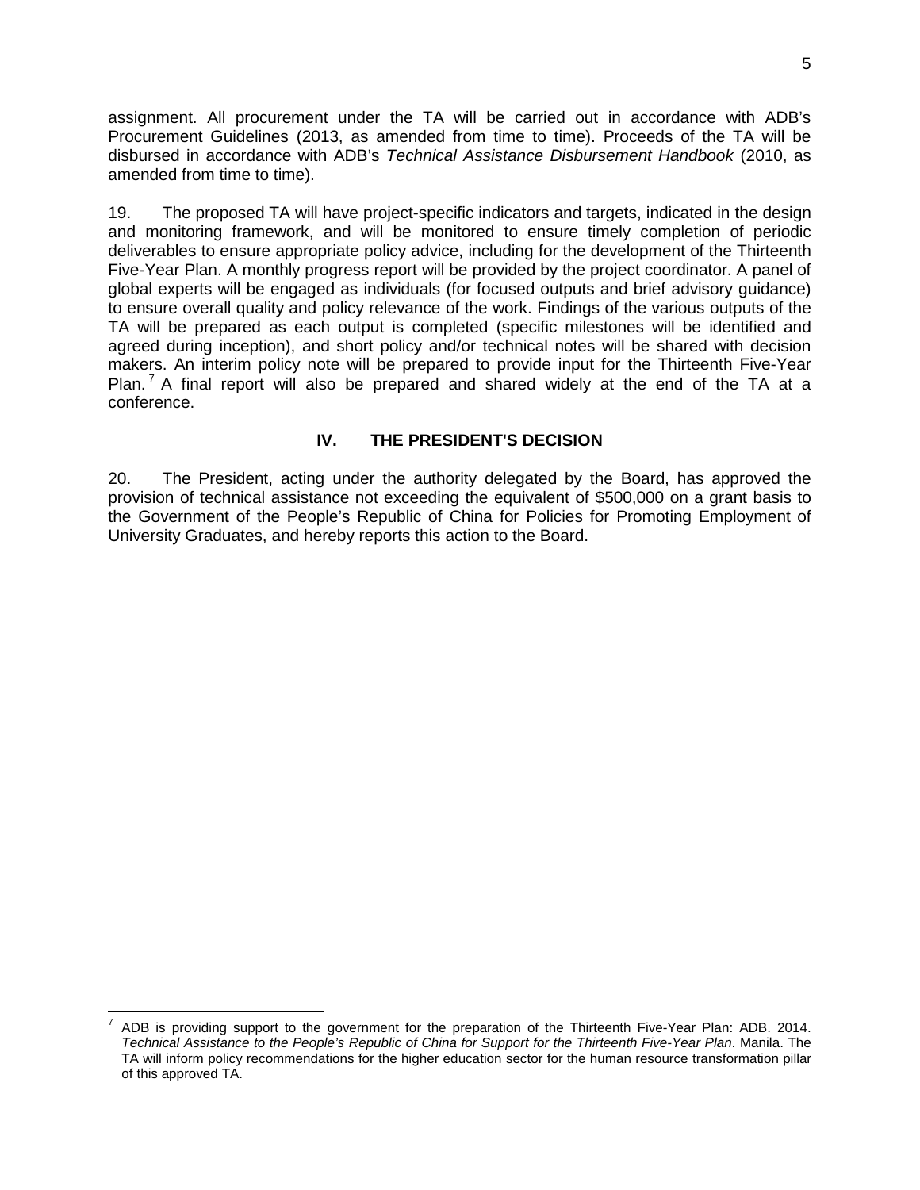assignment. All procurement under the TA will be carried out in accordance with ADB's Procurement Guidelines (2013, as amended from time to time). Proceeds of the TA will be disbursed in accordance with ADB's *Technical Assistance Disbursement Handbook* (2010, as amended from time to time).

19. The proposed TA will have project-specific indicators and targets, indicated in the design and monitoring framework, and will be monitored to ensure timely completion of periodic deliverables to ensure appropriate policy advice, including for the development of the Thirteenth Five-Year Plan. A monthly progress report will be provided by the project coordinator. A panel of global experts will be engaged as individuals (for focused outputs and brief advisory guidance) to ensure overall quality and policy relevance of the work. Findings of the various outputs of the TA will be prepared as each output is completed (specific milestones will be identified and agreed during inception), and short policy and/or technical notes will be shared with decision makers. An interim policy note will be prepared to provide input for the Thirteenth Five-Year Plan.[7] A final report will also be prepared and shared widely at the end of the TA at a conference.

## IV. THE PRESIDENT'S DECISION

20. The President, acting under the authority delegated by the Board, has approved the provision of technical assistance not exceeding the equivalent of $500,000 on a grant basis to the Government of the People's Republic of China for Policies for Promoting Employment of University Graduates, and hereby reports this action to the Board.

---

[7] ADB is providing support to the government for the preparation of the Thirteenth Five-Year Plan: ADB. 2014. *Technical Assistance to the People's Republic of China for Support for the Thirteenth Five-Year Plan*. Manila. The TA will inform policy recommendations for the higher education sector for the human resource transformation pillar of this approved TA.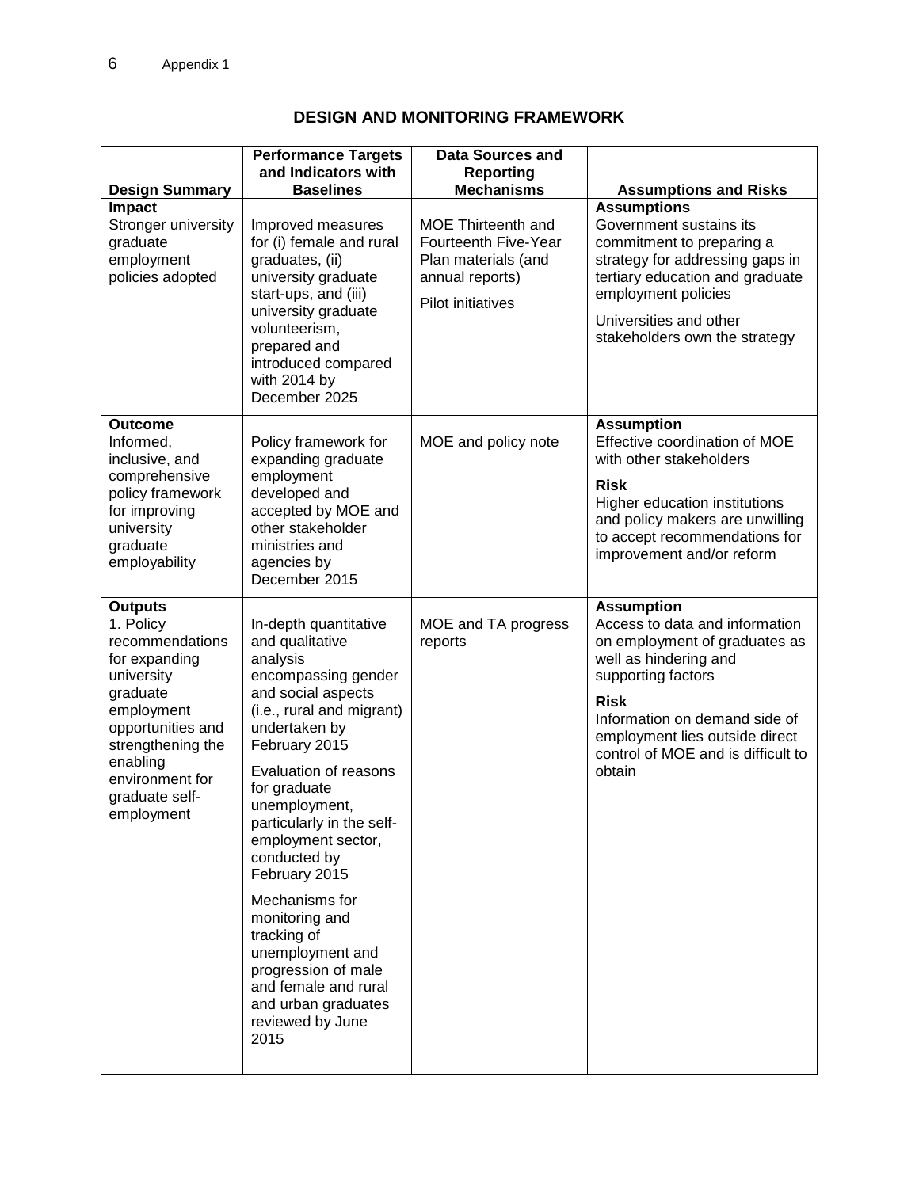## DESIGN AND MONITORING FRAMEWORK

| Design Summary | Performance Targets and Indicators with Baselines | Data Sources and Reporting Mechanisms | Assumptions and Risks |
|---|---|---|---|
| **Impact**<br>Stronger university graduate employment policies adopted | Improved measures for (i) female and rural graduates, (ii) university graduate start-ups, and (iii) university graduate volunteerism, prepared and introduced compared with 2014 by December 2025 | MOE Thirteenth and Fourteenth Five-Year Plan materials (and annual reports)<br><br>Pilot initiatives | **Assumptions**<br>Government sustains its commitment to preparing a strategy for addressing gaps in tertiary education and graduate employment policies<br><br>Universities and other stakeholders own the strategy |
| **Outcome**<br>Informed, inclusive, and comprehensive policy framework for improving university graduate employability | Policy framework for expanding graduate employment developed and accepted by MOE and other stakeholder ministries and agencies by December 2015 | MOE and policy note | **Assumption**<br>Effective coordination of MOE with other stakeholders<br><br>**Risk**<br>Higher education institutions and policy makers are unwilling to accept recommendations for improvement and/or reform |
| **Outputs**<br>1. Policy recommendations for expanding university graduate employment opportunities and strengthening the enabling environment for graduate self-employment | In-depth quantitative and qualitative analysis encompassing gender and social aspects (i.e., rural and migrant) undertaken by February 2015<br><br>Evaluation of reasons for graduate unemployment, particularly in the self-employment sector, conducted by February 2015<br><br>Mechanisms for monitoring and tracking of unemployment and progression of male and female and rural and urban graduates reviewed by June 2015 | MOE and TA progress reports | **Assumption**<br>Access to data and information on employment of graduates as well as hindering and supporting factors<br><br>**Risk**<br>Information on demand side of employment lies outside direct control of MOE and is difficult to obtain |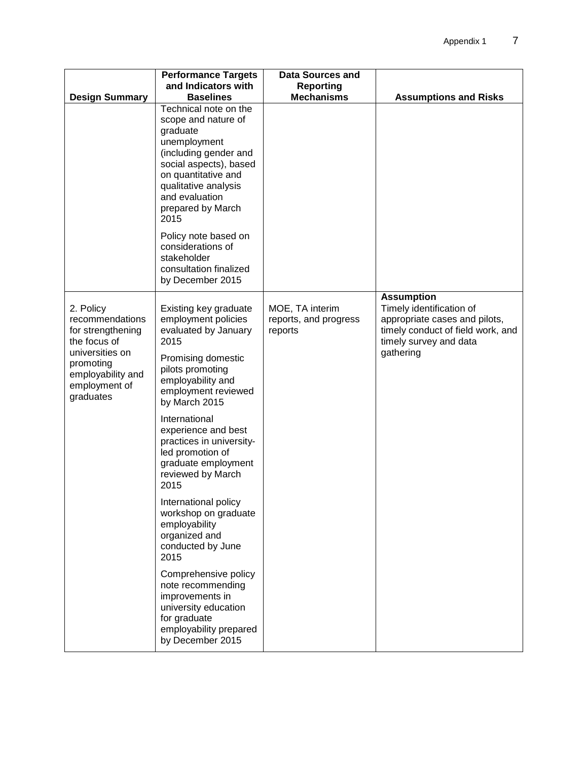| Design Summary | Performance Targets and Indicators with Baselines | Data Sources and Reporting Mechanisms | Assumptions and Risks |
|---|---|---|---|
| | Technical note on the scope and nature of graduate unemployment (including gender and social aspects), based on quantitative and qualitative analysis and evaluation prepared by March 2015<br><br>Policy note based on considerations of stakeholder consultation finalized by December 2015 | | |
| 2. Policy recommendations for strengthening the focus of universities on promoting employability and employment of graduates | Existing key graduate employment policies evaluated by January 2015<br><br>Promising domestic pilots promoting employability and employment reviewed by March 2015<br><br>International experience and best practices in university-led promotion of graduate employment reviewed by March 2015<br><br>International policy workshop on graduate employability organized and conducted by June 2015<br><br>Comprehensive policy note recommending improvements in university education for graduate employability prepared by December 2015 | MOE, TA interim reports, and progress reports | **Assumption**<br>Timely identification of appropriate cases and pilots, timely conduct of field work, and timely survey and data gathering |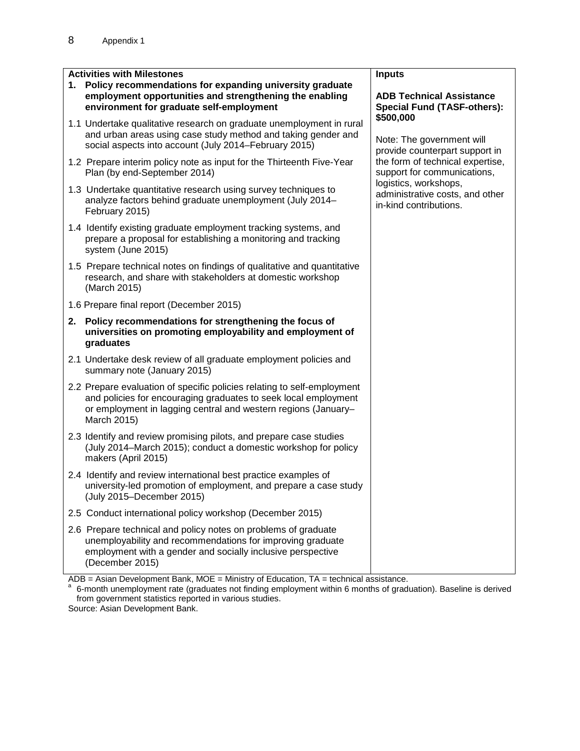| Activities with Milestones | Inputs |
|---|---|
| **1. Policy recommendations for expanding university graduate employment opportunities and strengthening the enabling environment for graduate self-employment** | **ADB Technical Assistance Special Fund (TASF-others): $500,000** |
| 1.1 Undertake qualitative research on graduate unemployment in rural and urban areas using case study method and taking gender and social aspects into account (July 2014–February 2015) | Note: The government will provide counterpart support in the form of technical expertise, support for communications, logistics, workshops, administrative costs, and other in-kind contributions. |
| 1.2 Prepare interim policy note as input for the Thirteenth Five-Year Plan (by end-September 2014) | |
| 1.3 Undertake quantitative research using survey techniques to analyze factors behind graduate unemployment (July 2014–February 2015) | |
| 1.4 Identify existing graduate employment tracking systems, and prepare a proposal for establishing a monitoring and tracking system (June 2015) | |
| 1.5 Prepare technical notes on findings of qualitative and quantitative research, and share with stakeholders at domestic workshop (March 2015) | |
| 1.6 Prepare final report (December 2015) | |
| **2. Policy recommendations for strengthening the focus of universities on promoting employability and employment of graduates** | |
| 2.1 Undertake desk review of all graduate employment policies and summary note (January 2015) | |
| 2.2 Prepare evaluation of specific policies relating to self-employment and policies for encouraging graduates to seek local employment or employment in lagging central and western regions (January–March 2015) | |
| 2.3 Identify and review promising pilots, and prepare case studies (July 2014–March 2015); conduct a domestic workshop for policy makers (April 2015) | |
| 2.4 Identify and review international best practice examples of university-led promotion of employment, and prepare a case study (July 2015–December 2015) | |
| 2.5 Conduct international policy workshop (December 2015) | |
| 2.6 Prepare technical and policy notes on problems of graduate unemployability and recommendations for improving graduate employment with a gender and socially inclusive perspective (December 2015) | |

ADB = Asian Development Bank, MOE = Ministry of Education, TA = technical assistance.

[a] 6-month unemployment rate (graduates not finding employment within 6 months of graduation). Baseline is derived from government statistics reported in various studies.

Source: Asian Development Bank.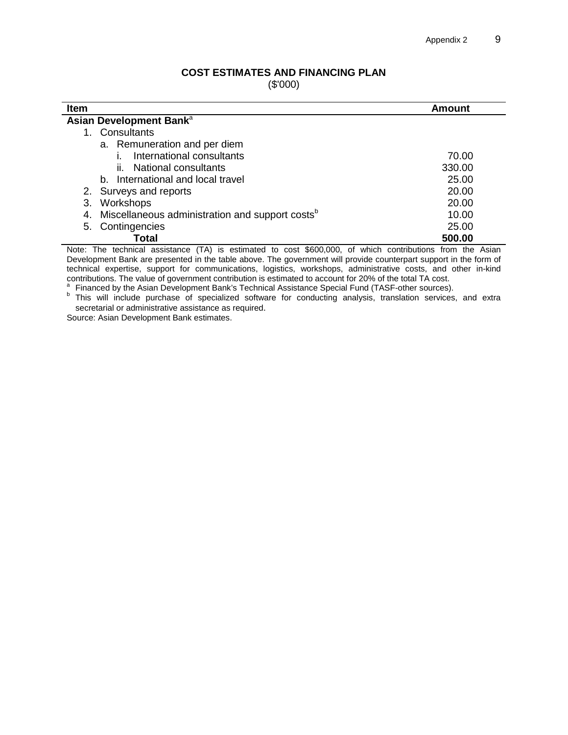## COST ESTIMATES AND FINANCING PLAN

($'000)

| Item | Amount |
|---|---|
| **Asian Development Bank**[a] | |
| 1. Consultants | |
| a. Remuneration and per diem | |
| i. International consultants | 70.00 |
| ii. National consultants | 330.00 |
| b. International and local travel | 25.00 |
| 2. Surveys and reports | 20.00 |
| 3. Workshops | 20.00 |
| 4. Miscellaneous administration and support costs[b] | 10.00 |
| 5. Contingencies | 25.00 |
| **Total** | **500.00** |

Note: The technical assistance (TA) is estimated to cost $600,000, of which contributions from the Asian Development Bank are presented in the table above. The government will provide counterpart support in the form of technical expertise, support for communications, logistics, workshops, administrative costs, and other in-kind contributions. The value of government contribution is estimated to account for 20% of the total TA cost.

[a] Financed by the Asian Development Bank's Technical Assistance Special Fund (TASF-other sources).

[b] This will include purchase of specialized software for conducting analysis, translation services, and extra secretarial or administrative assistance as required.

Source: Asian Development Bank estimates.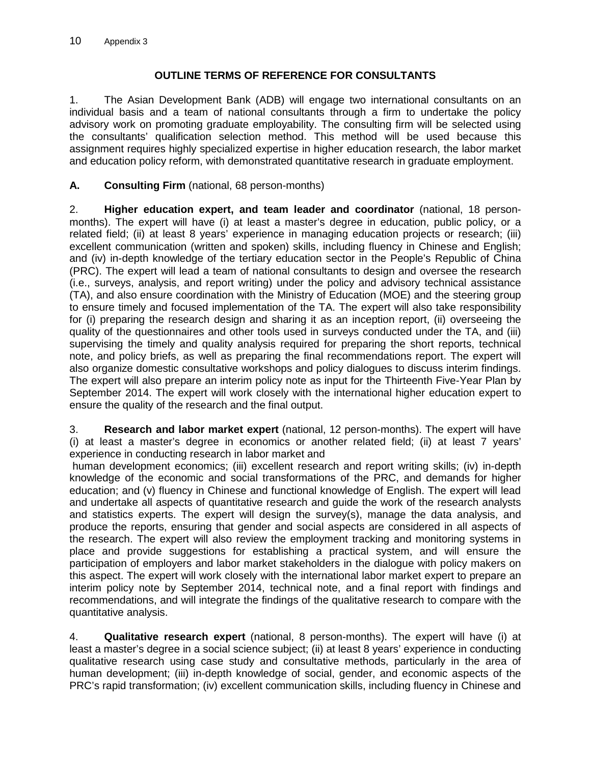## OUTLINE TERMS OF REFERENCE FOR CONSULTANTS

1. The Asian Development Bank (ADB) will engage two international consultants on an individual basis and a team of national consultants through a firm to undertake the policy advisory work on promoting graduate employability. The consulting firm will be selected using the consultants' qualification selection method. This method will be used because this assignment requires highly specialized expertise in higher education research, the labor market and education policy reform, with demonstrated quantitative research in graduate employment.

### A. Consulting Firm (national, 68 person-months)

2. **Higher education expert, and team leader and coordinator** (national, 18 person-months). The expert will have (i) at least a master's degree in education, public policy, or a related field; (ii) at least 8 years' experience in managing education projects or research; (iii) excellent communication (written and spoken) skills, including fluency in Chinese and English; and (iv) in-depth knowledge of the tertiary education sector in the People's Republic of China (PRC). The expert will lead a team of national consultants to design and oversee the research (i.e., surveys, analysis, and report writing) under the policy and advisory technical assistance (TA), and also ensure coordination with the Ministry of Education (MOE) and the steering group to ensure timely and focused implementation of the TA. The expert will also take responsibility for (i) preparing the research design and sharing it as an inception report, (ii) overseeing the quality of the questionnaires and other tools used in surveys conducted under the TA, and (iii) supervising the timely and quality analysis required for preparing the short reports, technical note, and policy briefs, as well as preparing the final recommendations report. The expert will also organize domestic consultative workshops and policy dialogues to discuss interim findings. The expert will also prepare an interim policy note as input for the Thirteenth Five-Year Plan by September 2014. The expert will work closely with the international higher education expert to ensure the quality of the research and the final output.

3. **Research and labor market expert** (national, 12 person-months). The expert will have (i) at least a master's degree in economics or another related field; (ii) at least 7 years' experience in conducting research in labor market and human development economics; (iii) excellent research and report writing skills; (iv) in-depth knowledge of the economic and social transformations of the PRC, and demands for higher education; and (v) fluency in Chinese and functional knowledge of English. The expert will lead and undertake all aspects of quantitative research and guide the work of the research analysts and statistics experts. The expert will design the survey(s), manage the data analysis, and produce the reports, ensuring that gender and social aspects are considered in all aspects of the research. The expert will also review the employment tracking and monitoring systems in place and provide suggestions for establishing a practical system, and will ensure the participation of employers and labor market stakeholders in the dialogue with policy makers on this aspect. The expert will work closely with the international labor market expert to prepare an interim policy note by September 2014, technical note, and a final report with findings and recommendations, and will integrate the findings of the qualitative research to compare with the quantitative analysis.

4. **Qualitative research expert** (national, 8 person-months). The expert will have (i) at least a master's degree in a social science subject; (ii) at least 8 years' experience in conducting qualitative research using case study and consultative methods, particularly in the area of human development; (iii) in-depth knowledge of social, gender, and economic aspects of the PRC's rapid transformation; (iv) excellent communication skills, including fluency in Chinese and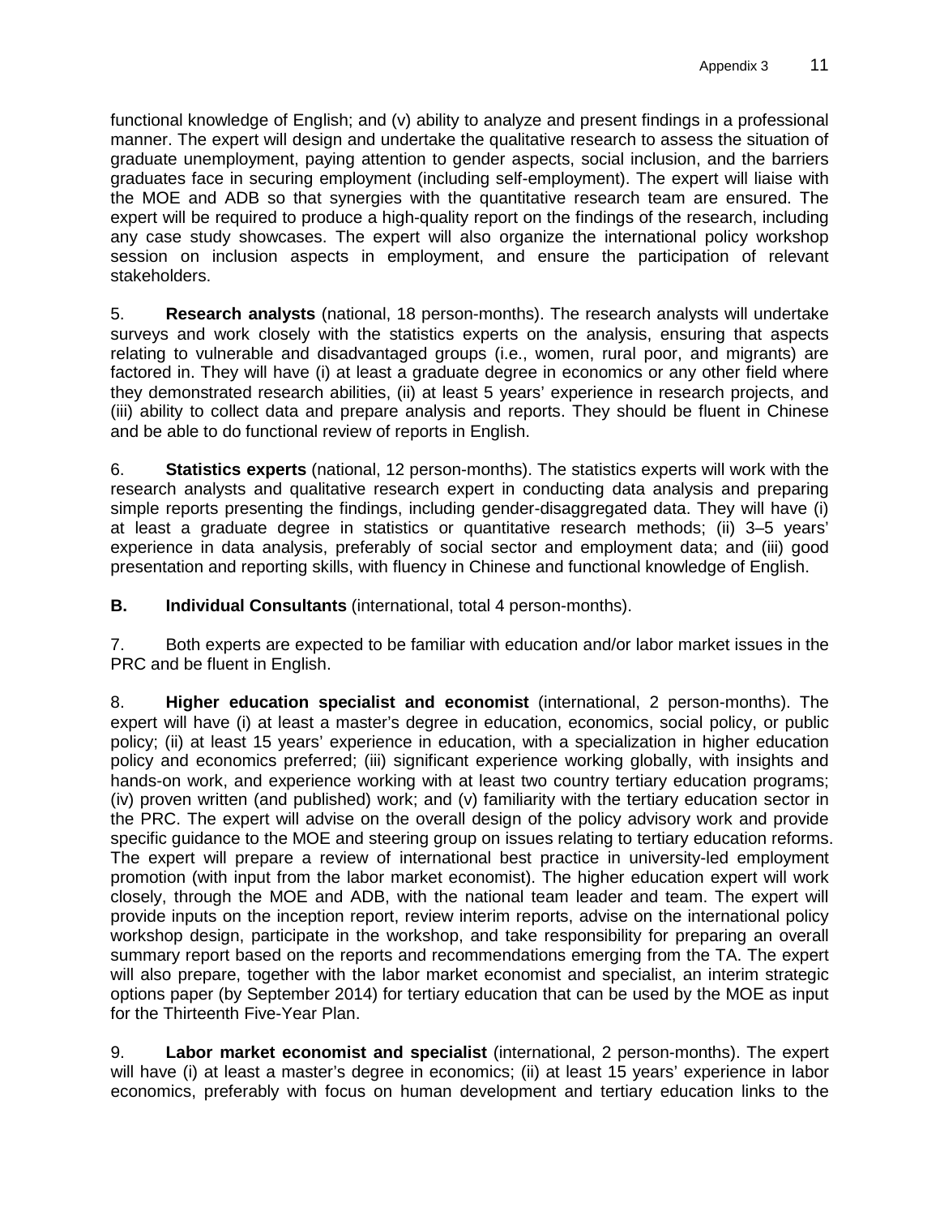functional knowledge of English; and (v) ability to analyze and present findings in a professional manner. The expert will design and undertake the qualitative research to assess the situation of graduate unemployment, paying attention to gender aspects, social inclusion, and the barriers graduates face in securing employment (including self-employment). The expert will liaise with the MOE and ADB so that synergies with the quantitative research team are ensured. The expert will be required to produce a high-quality report on the findings of the research, including any case study showcases. The expert will also organize the international policy workshop session on inclusion aspects in employment, and ensure the participation of relevant stakeholders.

5. **Research analysts** (national, 18 person-months). The research analysts will undertake surveys and work closely with the statistics experts on the analysis, ensuring that aspects relating to vulnerable and disadvantaged groups (i.e., women, rural poor, and migrants) are factored in. They will have (i) at least a graduate degree in economics or any other field where they demonstrated research abilities, (ii) at least 5 years' experience in research projects, and (iii) ability to collect data and prepare analysis and reports. They should be fluent in Chinese and be able to do functional review of reports in English.

6. **Statistics experts** (national, 12 person-months). The statistics experts will work with the research analysts and qualitative research expert in conducting data analysis and preparing simple reports presenting the findings, including gender-disaggregated data. They will have (i) at least a graduate degree in statistics or quantitative research methods; (ii) 3–5 years' experience in data analysis, preferably of social sector and employment data; and (iii) good presentation and reporting skills, with fluency in Chinese and functional knowledge of English.

**B. Individual Consultants** (international, total 4 person-months).

7. Both experts are expected to be familiar with education and/or labor market issues in the PRC and be fluent in English.

8. **Higher education specialist and economist** (international, 2 person-months). The expert will have (i) at least a master's degree in education, economics, social policy, or public policy; (ii) at least 15 years' experience in education, with a specialization in higher education policy and economics preferred; (iii) significant experience working globally, with insights and hands-on work, and experience working with at least two country tertiary education programs; (iv) proven written (and published) work; and (v) familiarity with the tertiary education sector in the PRC. The expert will advise on the overall design of the policy advisory work and provide specific guidance to the MOE and steering group on issues relating to tertiary education reforms. The expert will prepare a review of international best practice in university-led employment promotion (with input from the labor market economist). The higher education expert will work closely, through the MOE and ADB, with the national team leader and team. The expert will provide inputs on the inception report, review interim reports, advise on the international policy workshop design, participate in the workshop, and take responsibility for preparing an overall summary report based on the reports and recommendations emerging from the TA. The expert will also prepare, together with the labor market economist and specialist, an interim strategic options paper (by September 2014) for tertiary education that can be used by the MOE as input for the Thirteenth Five-Year Plan.

9. **Labor market economist and specialist** (international, 2 person-months). The expert will have (i) at least a master's degree in economics; (ii) at least 15 years' experience in labor economics, preferably with focus on human development and tertiary education links to the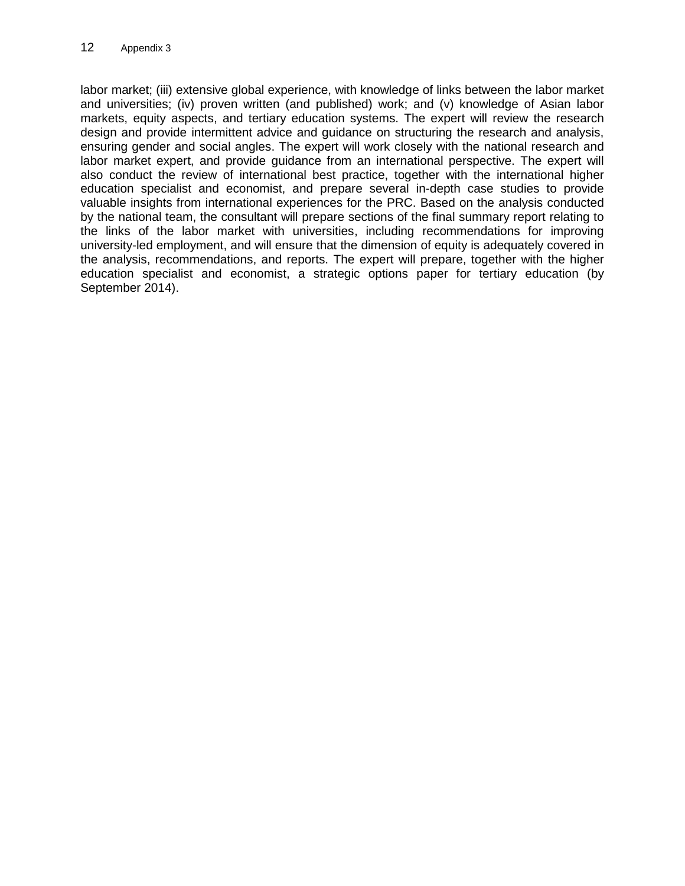labor market; (iii) extensive global experience, with knowledge of links between the labor market and universities; (iv) proven written (and published) work; and (v) knowledge of Asian labor markets, equity aspects, and tertiary education systems. The expert will review the research design and provide intermittent advice and guidance on structuring the research and analysis, ensuring gender and social angles. The expert will work closely with the national research and labor market expert, and provide guidance from an international perspective. The expert will also conduct the review of international best practice, together with the international higher education specialist and economist, and prepare several in-depth case studies to provide valuable insights from international experiences for the PRC. Based on the analysis conducted by the national team, the consultant will prepare sections of the final summary report relating to the links of the labor market with universities, including recommendations for improving university-led employment, and will ensure that the dimension of equity is adequately covered in the analysis, recommendations, and reports. The expert will prepare, together with the higher education specialist and economist, a strategic options paper for tertiary education (by September 2014).